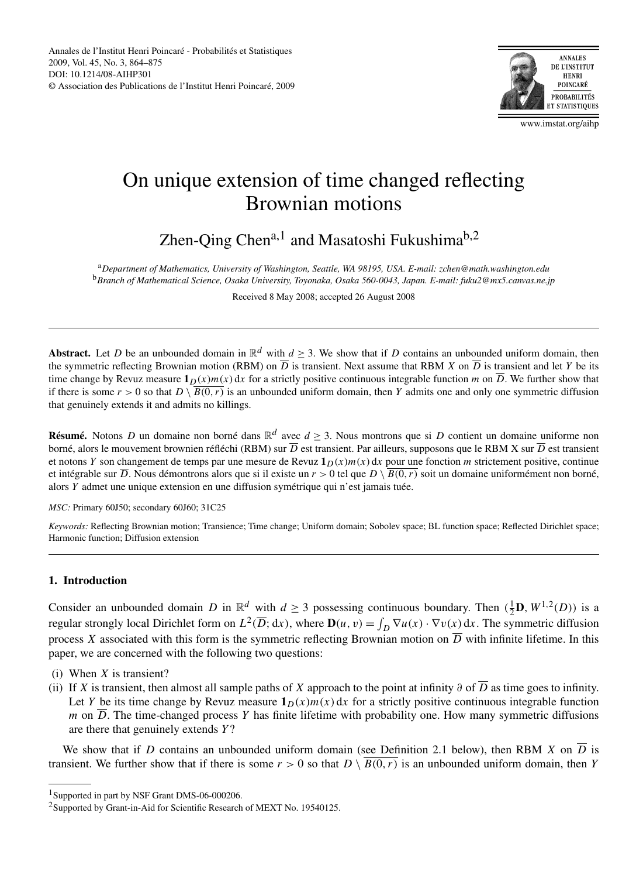# On unique extension of time changed reflecting Brownian motions

Zhen-Qing Chen[a,1] and Masatoshi Fukushima[b,2]

[a]*Department of Mathematics, University of Washington, Seattle, WA 98195, USA. E-mail: zchen@math.washington.edu*
[b]*Branch of Mathematical Science, Osaka University, Toyonaka, Osaka 560-0043, Japan. E-mail: fuku2@mx5.canvas.ne.jp*

Received 8 May 2008; accepted 26 August 2008

---

**Abstract.** Let $D$ be an unbounded domain in $\mathbb{R}^d$ with $d \geq 3$. We show that if $D$ contains an unbounded uniform domain, then the symmetric reflecting Brownian motion (RBM) on $\overline{D}$ is transient. Next assume that RBM $X$ on $\overline{D}$ is transient and let $Y$ be its time change by Revuz measure $\mathbf{1}_D(x)m(x)\,\mathrm{d}x$ for a strictly positive continuous integrable function $m$ on $\overline{D}$. We further show that if there is some $r > 0$ so that $D \setminus \overline{B(0,r)}$ is an unbounded uniform domain, then $Y$ admits one and only one symmetric diffusion that genuinely extends it and admits no killings.

**Résumé.** Notons $D$ un domaine non borné dans $\mathbb{R}^d$ avec $d \geq 3$. Nous montrons que si $D$ contient un domaine uniforme non borné, alors le mouvement brownien réfléchi (RBM) sur $\overline{D}$ est transient. Par ailleurs, supposons que le RBM X sur $\overline{D}$ est transient et notons $Y$ son changement de temps par une mesure de Revuz $\mathbf{1}_D(x)m(x)\,\mathrm{d}x$ pour une fonction $m$ strictement positive, continue et intégrable sur $\overline{D}$. Nous démontrons alors que si il existe un $r > 0$ tel que $D \setminus \overline{B(0,r)}$ soit un domaine uniformément non borné, alors $Y$ admet une unique extension en une diffusion symétrique qui n'est jamais tuée.

*MSC:* Primary 60J50; secondary 60J60; 31C25

*Keywords:* Reflecting Brownian motion; Transience; Time change; Uniform domain; Sobolev space; BL function space; Reflected Dirichlet space; Harmonic function; Diffusion extension

---

## 1. Introduction

Consider an unbounded domain $D$ in $\mathbb{R}^d$ with $d \geq 3$ possessing continuous boundary. Then $(\frac{1}{2}\mathbf{D}, W^{1,2}(D))$ is a regular strongly local Dirichlet form on $L^2(\overline{D}; \mathrm{d}x)$, where $\mathbf{D}(u,v) = \int_D \nabla u(x) \cdot \nabla v(x)\,\mathrm{d}x$. The symmetric diffusion process $X$ associated with this form is the symmetric reflecting Brownian motion on $\overline{D}$ with infinite lifetime. In this paper, we are concerned with the following two questions:

(i) When $X$ is transient?
(ii) If $X$ is transient, then almost all sample paths of $X$ approach to the point at infinity $\partial$ of $\overline{D}$ as time goes to infinity. Let $Y$ be its time change by Revuz measure $\mathbf{1}_D(x)m(x)\,\mathrm{d}x$ for a strictly positive continuous integrable function $m$ on $\overline{D}$. The time-changed process $Y$ has finite lifetime with probability one. How many symmetric diffusions are there that genuinely extends $Y$?

We show that if $D$ contains an unbounded uniform domain (see Definition 2.1 below), then RBM $X$ on $\overline{D}$ is transient. We further show that if there is some $r > 0$ so that $D \setminus \overline{B(0,r)}$ is an unbounded uniform domain, then $Y$

---

[1] Supported in part by NSF Grant DMS-06-000206.

[2] Supported by Grant-in-Aid for Scientific Research of MEXT No. 19540125.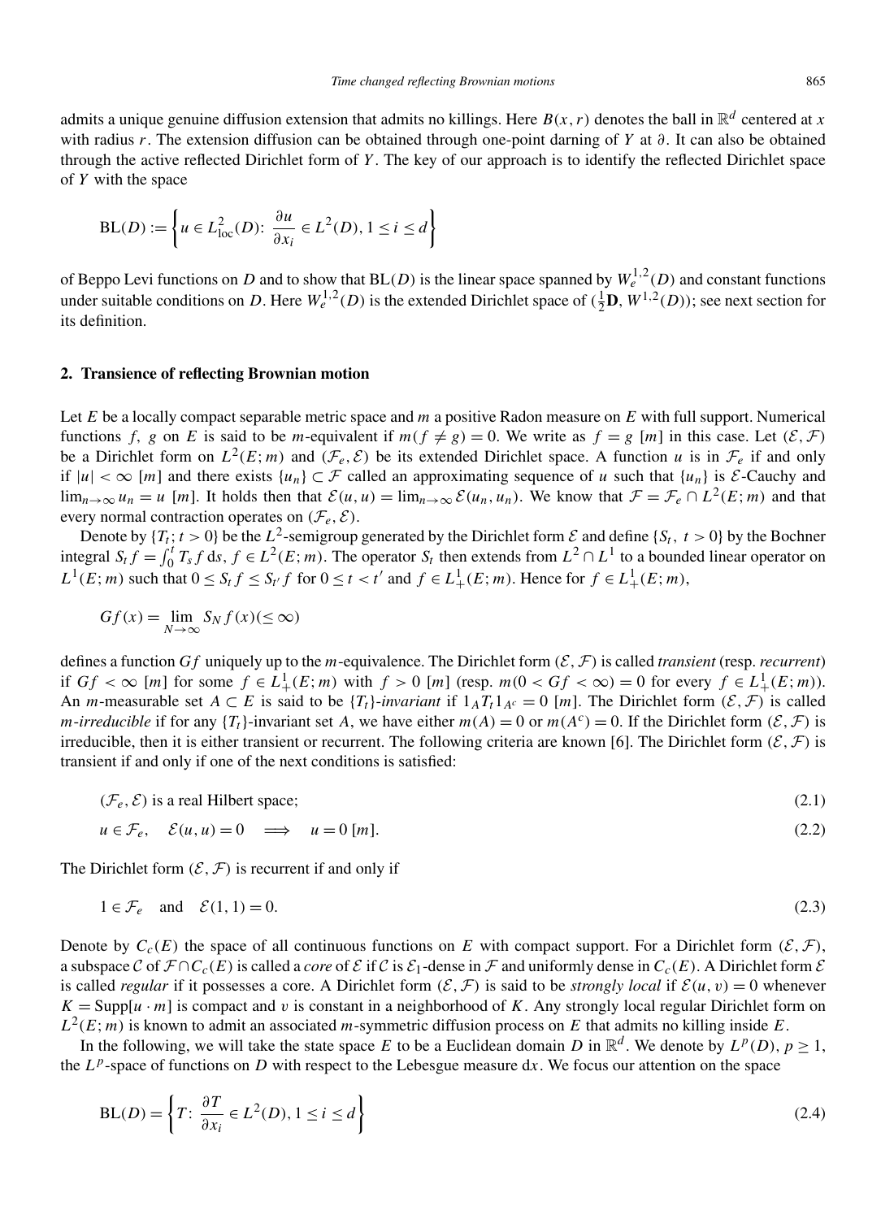admits a unique genuine diffusion extension that admits no killings. Here $B(x, r)$ denotes the ball in $\mathbb{R}^d$ centered at $x$ with radius $r$. The extension diffusion can be obtained through one-point darning of $Y$ at $\partial$. It can also be obtained through the active reflected Dirichlet form of $Y$. The key of our approach is to identify the reflected Dirichlet space of $Y$ with the space

$$\mathrm{BL}(D) := \left\{ u \in L^2_{\mathrm{loc}}(D)\colon \frac{\partial u}{\partial x_i} \in L^2(D), 1 \le i \le d \right\}$$

of Beppo Levi functions on $D$ and to show that $\mathrm{BL}(D)$ is the linear space spanned by $W_e^{1,2}(D)$ and constant functions under suitable conditions on $D$. Here $W_e^{1,2}(D)$ is the extended Dirichlet space of $(\frac{1}{2}\mathbf{D}, W^{1,2}(D))$; see next section for its definition.

## 2. Transience of reflecting Brownian motion

Let $E$ be a locally compact separable metric space and $m$ a positive Radon measure on $E$ with full support. Numerical functions $f$, $g$ on $E$ is said to be $m$-equivalent if $m(f \ne g) = 0$. We write as $f = g$ $[m]$ in this case. Let $(\mathcal{E}, \mathcal{F})$ be a Dirichlet form on $L^2(E; m)$ and $(\mathcal{F}_e, \mathcal{E})$ be its extended Dirichlet space. A function $u$ is in $\mathcal{F}_e$ if and only if $|u| < \infty$ $[m]$ and there exists $\{u_n\} \subset \mathcal{F}$ called an approximating sequence of $u$ such that $\{u_n\}$ is $\mathcal{E}$-Cauchy and $\lim_{n\to\infty} u_n = u$ $[m]$. It holds then that $\mathcal{E}(u, u) = \lim_{n\to\infty} \mathcal{E}(u_n, u_n)$. We know that $\mathcal{F} = \mathcal{F}_e \cap L^2(E; m)$ and that every normal contraction operates on $(\mathcal{F}_e, \mathcal{E})$.

Denote by $\{T_t; t > 0\}$ be the $L^2$-semigroup generated by the Dirichlet form $\mathcal{E}$ and define $\{S_t,\ t > 0\}$ by the Bochner integral $S_t f = \int_0^t T_s f \,\mathrm{d}s$, $f \in L^2(E; m)$. The operator $S_t$ then extends from $L^2 \cap L^1$ to a bounded linear operator on $L^1(E; m)$ such that $0 \le S_t f \le S_{t'} f$ for $0 \le t < t'$ and $f \in L^1_+(E; m)$. Hence for $f \in L^1_+(E; m)$,

$$Gf(x) = \lim_{N\to\infty} S_N f(x) (\le \infty)$$

defines a function $Gf$ uniquely up to the $m$-equivalence. The Dirichlet form $(\mathcal{E}, \mathcal{F})$ is called *transient* (resp. *recurrent*) if $Gf < \infty$ $[m]$ for some $f \in L^1_+(E; m)$ with $f > 0$ $[m]$ (resp. $m(0 < Gf < \infty) = 0$ for every $f \in L^1_+(E; m)$). An $m$-measurable set $A \subset E$ is said to be $\{T_t\}$-*invariant* if $1_A T_t 1_{A^c} = 0$ $[m]$. The Dirichlet form $(\mathcal{E}, \mathcal{F})$ is called $m$-*irreducible* if for any $\{T_t\}$-invariant set $A$, we have either $m(A) = 0$ or $m(A^c) = 0$. If the Dirichlet form $(\mathcal{E}, \mathcal{F})$ is irreducible, then it is either transient or recurrent. The following criteria are known [6]. The Dirichlet form $(\mathcal{E}, \mathcal{F})$ is transient if and only if one of the next conditions is satisfied:

$$(\mathcal{F}_e, \mathcal{E}) \text{ is a real Hilbert space;} \tag{2.1}$$

$$u \in \mathcal{F}_e, \quad \mathcal{E}(u, u) = 0 \quad \Longrightarrow \quad u = 0\ [m]. \tag{2.2}$$

The Dirichlet form $(\mathcal{E}, \mathcal{F})$ is recurrent if and only if

$$1 \in \mathcal{F}_e \quad \text{and} \quad \mathcal{E}(1, 1) = 0. \tag{2.3}$$

Denote by $C_c(E)$ the space of all continuous functions on $E$ with compact support. For a Dirichlet form $(\mathcal{E}, \mathcal{F})$, a subspace $\mathcal{C}$ of $\mathcal{F} \cap C_c(E)$ is called a *core* of $\mathcal{E}$ if $\mathcal{C}$ is $\mathcal{E}_1$-dense in $\mathcal{F}$ and uniformly dense in $C_c(E)$. A Dirichlet form $\mathcal{E}$ is called *regular* if it possesses a core. A Dirichlet form $(\mathcal{E}, \mathcal{F})$ is said to be *strongly local* if $\mathcal{E}(u, v) = 0$ whenever $K = \mathrm{Supp}[u \cdot m]$ is compact and $v$ is constant in a neighborhood of $K$. Any strongly local regular Dirichlet form on $L^2(E; m)$ is known to admit an associated $m$-symmetric diffusion process on $E$ that admits no killing inside $E$.

In the following, we will take the state space $E$ to be a Euclidean domain $D$ in $\mathbb{R}^d$. We denote by $L^p(D)$, $p \ge 1$, the $L^p$-space of functions on $D$ with respect to the Lebesgue measure $\mathrm{d}x$. We focus our attention on the space

$$\mathrm{BL}(D) = \left\{ T\colon \frac{\partial T}{\partial x_i} \in L^2(D), 1 \le i \le d \right\} \tag{2.4}$$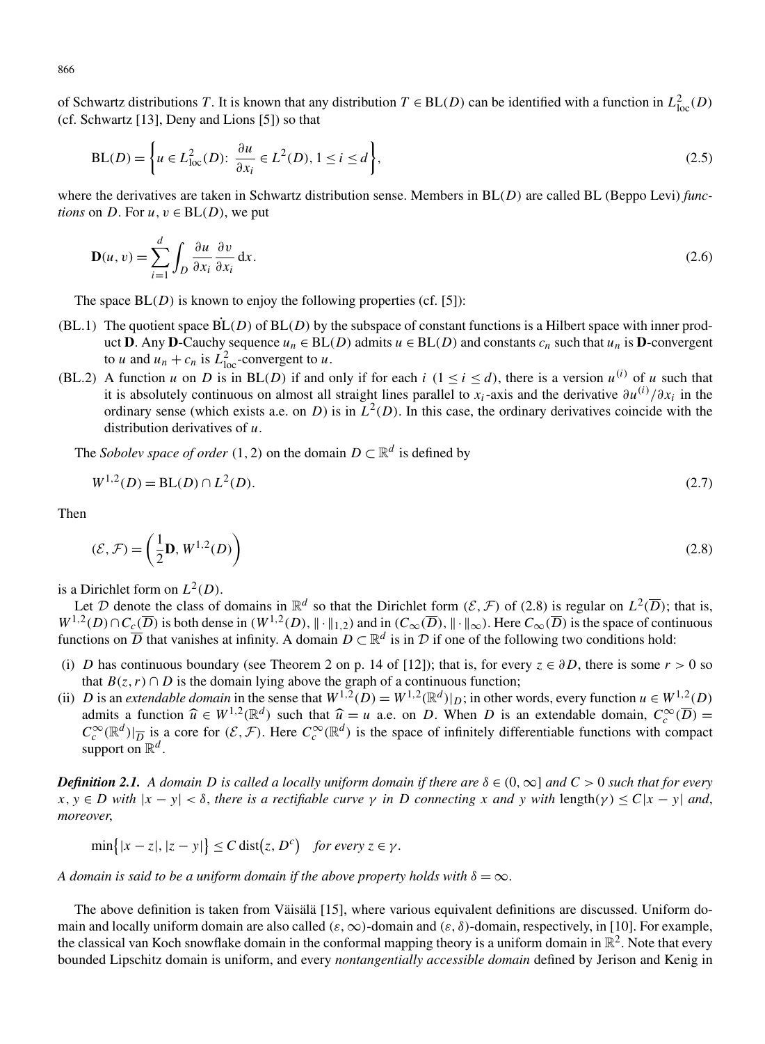of Schwartz distributions $T$. It is known that any distribution $T \in \mathrm{BL}(D)$ can be identified with a function in $L^2_{\mathrm{loc}}(D)$ (cf. Schwartz [13], Deny and Lions [5]) so that

$$\mathrm{BL}(D) = \left\{ u \in L^2_{\mathrm{loc}}(D)\colon \frac{\partial u}{\partial x_i} \in L^2(D), 1 \le i \le d \right\}, \tag{2.5}$$

where the derivatives are taken in Schwartz distribution sense. Members in $\mathrm{BL}(D)$ are called BL (Beppo Levi) *functions* on $D$. For $u, v \in \mathrm{BL}(D)$, we put

$$\mathbf{D}(u, v) = \sum_{i=1}^{d} \int_D \frac{\partial u}{\partial x_i} \frac{\partial v}{\partial x_i} \, \mathrm{d}x. \tag{2.6}$$

The space $\mathrm{BL}(D)$ is known to enjoy the following properties (cf. [5]):

(BL.1) The quotient space $\dot{\mathrm{BL}}(D)$ of $\mathrm{BL}(D)$ by the subspace of constant functions is a Hilbert space with inner product $\mathbf{D}$. Any $\mathbf{D}$-Cauchy sequence $u_n \in \mathrm{BL}(D)$ admits $u \in \mathrm{BL}(D)$ and constants $c_n$ such that $u_n$ is $\mathbf{D}$-convergent to $u$ and $u_n + c_n$ is $L^2_{\mathrm{loc}}$-convergent to $u$.

(BL.2) A function $u$ on $D$ is in $\mathrm{BL}(D)$ if and only if for each $i$ ($1 \le i \le d$), there is a version $u^{(i)}$ of $u$ such that it is absolutely continuous on almost all straight lines parallel to $x_i$-axis and the derivative $\partial u^{(i)}/\partial x_i$ in the ordinary sense (which exists a.e. on $D$) is in $L^2(D)$. In this case, the ordinary derivatives coincide with the distribution derivatives of $u$.

The *Sobolev space of order* $(1, 2)$ on the domain $D \subset \mathbb{R}^d$ is defined by

$$W^{1,2}(D) = \mathrm{BL}(D) \cap L^2(D). \tag{2.7}$$

Then

$$(\mathcal{E}, \mathcal{F}) = \left( \frac{1}{2}\mathbf{D}, W^{1,2}(D) \right) \tag{2.8}$$

is a Dirichlet form on $L^2(D)$.

Let $\mathcal{D}$ denote the class of domains in $\mathbb{R}^d$ so that the Dirichlet form $(\mathcal{E}, \mathcal{F})$ of (2.8) is regular on $L^2(\overline{D})$; that is, $W^{1,2}(D) \cap C_c(\overline{D})$ is both dense in $(W^{1,2}(D), \|\cdot\|_{1,2})$ and in $(C_\infty(\overline{D}), \|\cdot\|_\infty)$. Here $C_\infty(\overline{D})$ is the space of continuous functions on $\overline{D}$ that vanishes at infinity. A domain $D \subset \mathbb{R}^d$ is in $\mathcal{D}$ if one of the following two conditions hold:

(i) $D$ has continuous boundary (see Theorem 2 on p. 14 of [12]); that is, for every $z \in \partial D$, there is some $r > 0$ so that $B(z, r) \cap D$ is the domain lying above the graph of a continuous function;

(ii) $D$ is an *extendable domain* in the sense that $W^{1,2}(D) = W^{1,2}(\mathbb{R}^d)|_D$; in other words, every function $u \in W^{1,2}(D)$ admits a function $\widehat{u} \in W^{1,2}(\mathbb{R}^d)$ such that $\widehat{u} = u$ a.e. on $D$. When $D$ is an extendable domain, $C_c^\infty(\overline{D}) = C_c^\infty(\mathbb{R}^d)|_{\overline{D}}$ is a core for $(\mathcal{E}, \mathcal{F})$. Here $C_c^\infty(\mathbb{R}^d)$ is the space of infinitely differentiable functions with compact support on $\mathbb{R}^d$.

***Definition 2.1.*** *A domain $D$ is called a locally uniform domain if there are $\delta \in (0, \infty]$ and $C > 0$ such that for every $x, y \in D$ with $|x - y| < \delta$, there is a rectifiable curve $\gamma$ in $D$ connecting $x$ and $y$ with* $\mathrm{length}(\gamma) \le C|x - y|$ *and, moreover,*

$$\min\{|x - z|, |z - y|\} \le C \,\mathrm{dist}(z, D^c) \quad \text{for every } z \in \gamma.$$

*A domain is said to be a uniform domain if the above property holds with $\delta = \infty$.*

The above definition is taken from Väisälä [15], where various equivalent definitions are discussed. Uniform domain and locally uniform domain are also called $(\varepsilon, \infty)$-domain and $(\varepsilon, \delta)$-domain, respectively, in [10]. For example, the classical van Koch snowflake domain in the conformal mapping theory is a uniform domain in $\mathbb{R}^2$. Note that every bounded Lipschitz domain is uniform, and every *nontangentially accessible domain* defined by Jerison and Kenig in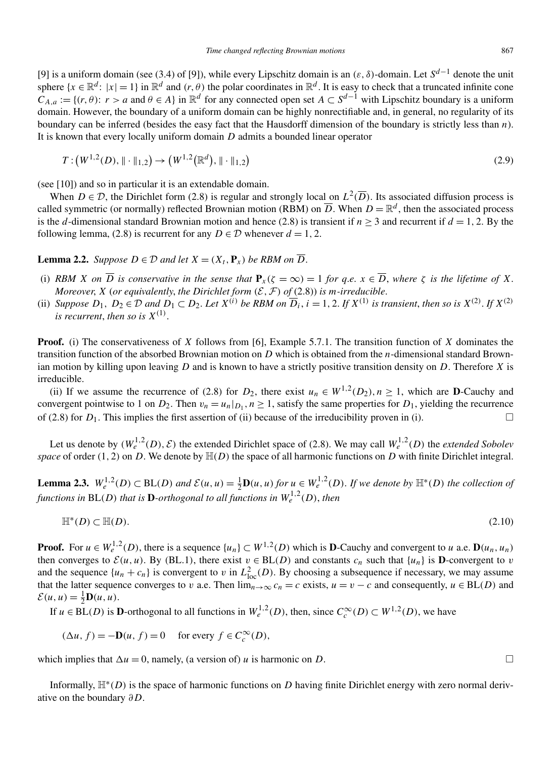[9] is a uniform domain (see (3.4) of [9]), while every Lipschitz domain is an $(\varepsilon, \delta)$-domain. Let $S^{d-1}$ denote the unit sphere $\{x \in \mathbb{R}^d \colon |x| = 1\}$ in $\mathbb{R}^d$ and $(r, \theta)$ the polar coordinates in $\mathbb{R}^d$. It is easy to check that a truncated infinite cone $C_{A,a} := \{(r, \theta) \colon r > a \text{ and } \theta \in A\}$ in $\mathbb{R}^d$ for any connected open set $A \subset S^{d-1}$ with Lipschitz boundary is a uniform domain. However, the boundary of a uniform domain can be highly nonrectifiable and, in general, no regularity of its boundary can be inferred (besides the easy fact that the Hausdorff dimension of the boundary is strictly less than $n$). It is known that every locally uniform domain $D$ admits a bounded linear operator

$$T : \bigl(W^{1,2}(D), \|\cdot\|_{1,2}\bigr) \to \bigl(W^{1,2}\bigl(\mathbb{R}^d\bigr), \|\cdot\|_{1,2}\bigr) \tag{2.9}$$

(see [10]) and so in particular it is an extendable domain.

When $D \in \mathcal{D}$, the Dirichlet form (2.8) is regular and strongly local on $L^2(\overline{D})$. Its associated diffusion process is called symmetric (or normally) reflected Brownian motion (RBM) on $\overline{D}$. When $D = \mathbb{R}^d$, then the associated process is the $d$-dimensional standard Brownian motion and hence (2.8) is transient if $n \geq 3$ and recurrent if $d = 1, 2$. By the following lemma, (2.8) is recurrent for any $D \in \mathcal{D}$ whenever $d = 1, 2$.

**Lemma 2.2.** *Suppose $D \in \mathcal{D}$ and let $X = (X_t, \mathbf{P}_x)$ be RBM on $\overline{D}$.*

- (i) *RBM $X$ on $\overline{D}$ is conservative in the sense that $\mathbf{P}_x(\zeta = \infty) = 1$ for q.e. $x \in \overline{D}$, where $\zeta$ is the lifetime of $X$. Moreover, $X$ (or equivalently, the Dirichlet form $(\mathcal{E}, \mathcal{F})$ of (2.8)) is $m$-irreducible.*
- (ii) *Suppose $D_1$, $D_2 \in \mathcal{D}$ and $D_1 \subset D_2$. Let $X^{(i)}$ be RBM on $\overline{D}_i$, $i = 1, 2$. If $X^{(1)}$ is transient, then so is $X^{(2)}$. If $X^{(2)}$ is recurrent, then so is $X^{(1)}$.*

**Proof.** (i) The conservativeness of $X$ follows from [6], Example 5.7.1. The transition function of $X$ dominates the transition function of the absorbed Brownian motion on $D$ which is obtained from the $n$-dimensional standard Brownian motion by killing upon leaving $D$ and is known to have a strictly positive transition density on $D$. Therefore $X$ is irreducible.

(ii) If we assume the recurrence of (2.8) for $D_2$, there exist $u_n \in W^{1,2}(D_2)$, $n \geq 1$, which are $\mathbf{D}$-Cauchy and convergent pointwise to 1 on $D_2$. Then $v_n = u_n|_{D_1}$, $n \geq 1$, satisfy the same properties for $D_1$, yielding the recurrence of (2.8) for $D_1$. This implies the first assertion of (ii) because of the irreducibility proven in (i). □

Let us denote by $(W_e^{1,2}(D), \mathcal{E})$ the extended Dirichlet space of (2.8). We may call $W_e^{1,2}(D)$ the *extended Sobolev space* of order $(1, 2)$ on $D$. We denote by $\mathbb{H}(D)$ the space of all harmonic functions on $D$ with finite Dirichlet integral.

**Lemma 2.3.** *$W_e^{1,2}(D) \subset \mathrm{BL}(D)$ and $\mathcal{E}(u, u) = \frac{1}{2}\mathbf{D}(u, u)$ for $u \in W_e^{1,2}(D)$. If we denote by $\mathbb{H}^*(D)$ the collection of functions in $\mathrm{BL}(D)$ that is $\mathbf{D}$-orthogonal to all functions in $W_e^{1,2}(D)$, then*

$$\mathbb{H}^*(D) \subset \mathbb{H}(D). \tag{2.10}$$

**Proof.** For $u \in W_e^{1,2}(D)$, there is a sequence $\{u_n\} \subset W^{1,2}(D)$ which is $\mathbf{D}$-Cauchy and convergent to $u$ a.e. $\mathbf{D}(u_n, u_n)$ then converges to $\mathcal{E}(u, u)$. By (BL.1), there exist $v \in \mathrm{BL}(D)$ and constants $c_n$ such that $\{u_n\}$ is $\mathbf{D}$-convergent to $v$ and the sequence $\{u_n + c_n\}$ is convergent to $v$ in $L^2_{\mathrm{loc}}(D)$. By choosing a subsequence if necessary, we may assume that the latter sequence converges to $v$ a.e. Then $\lim_{n\to\infty} c_n = c$ exists, $u = v - c$ and consequently, $u \in \mathrm{BL}(D)$ and $\mathcal{E}(u, u) = \frac{1}{2}\mathbf{D}(u, u)$.

If $u \in \mathrm{BL}(D)$ is $\mathbf{D}$-orthogonal to all functions in $W_e^{1,2}(D)$, then, since $C_c^\infty(D) \subset W^{1,2}(D)$, we have

$$(\Delta u, f) = -\mathbf{D}(u, f) = 0 \quad \text{for every } f \in C_c^\infty(D),$$

which implies that $\Delta u = 0$, namely, (a version of) $u$ is harmonic on $D$. □

Informally, $\mathbb{H}^*(D)$ is the space of harmonic functions on $D$ having finite Dirichlet energy with zero normal derivative on the boundary $\partial D$.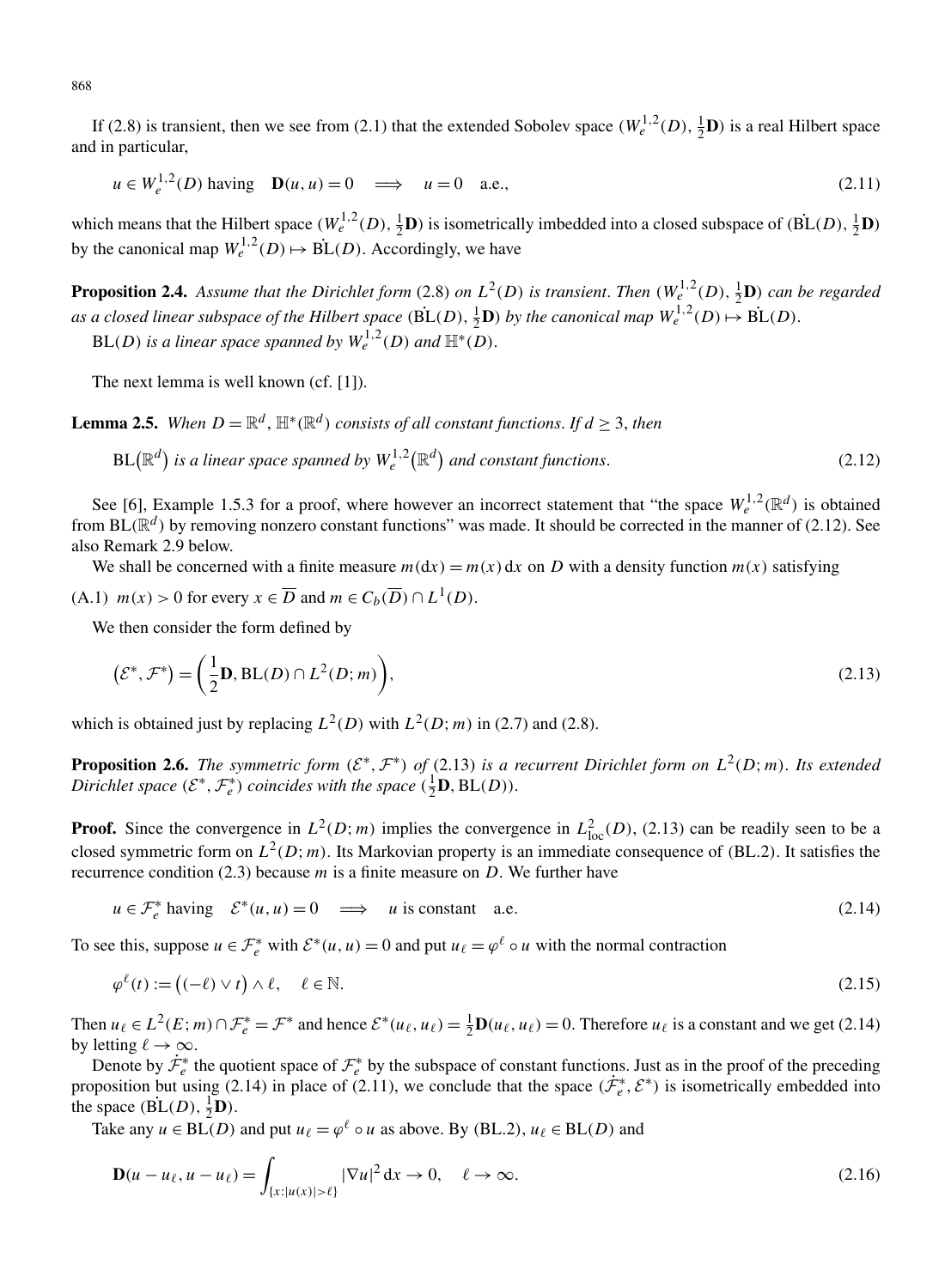If (2.8) is transient, then we see from (2.1) that the extended Sobolev space $(W_e^{1,2}(D), \frac{1}{2}\mathbf{D})$ is a real Hilbert space and in particular,

$$u \in W_e^{1,2}(D) \text{ having } \quad \mathbf{D}(u,u) = 0 \quad \Longrightarrow \quad u = 0 \quad \text{a.e.}, \tag{2.11}$$

which means that the Hilbert space $(W_e^{1,2}(D), \frac{1}{2}\mathbf{D})$ is isometrically imbedded into a closed subspace of $(\dot{\mathrm{BL}}(D), \frac{1}{2}\mathbf{D})$ by the canonical map $W_e^{1,2}(D) \mapsto \dot{\mathrm{BL}}(D)$. Accordingly, we have

**Proposition 2.4.** *Assume that the Dirichlet form* (2.8) *on* $L^2(D)$ *is transient. Then* $(W_e^{1,2}(D), \frac{1}{2}\mathbf{D})$ *can be regarded as a closed linear subspace of the Hilbert space* $(\dot{\mathrm{BL}}(D), \frac{1}{2}\mathbf{D})$ *by the canonical map* $W_e^{1,2}(D) \mapsto \dot{\mathrm{BL}}(D)$.

$\mathrm{BL}(D)$ *is a linear space spanned by* $W_e^{1,2}(D)$ *and* $\mathbb{H}^*(D)$.

The next lemma is well known (cf. [1]).

**Lemma 2.5.** *When* $D = \mathbb{R}^d$, $\mathbb{H}^*(\mathbb{R}^d)$ *consists of all constant functions. If* $d \geq 3$, *then*

$$\mathrm{BL}(\mathbb{R}^d) \text{ is a linear space spanned by } W_e^{1,2}(\mathbb{R}^d) \text{ and constant functions.} \tag{2.12}$$

See [6], Example 1.5.3 for a proof, where however an incorrect statement that "the space $W_e^{1,2}(\mathbb{R}^d)$ is obtained from $\mathrm{BL}(\mathbb{R}^d)$ by removing nonzero constant functions" was made. It should be corrected in the manner of (2.12). See also Remark 2.9 below.

We shall be concerned with a finite measure $m(dx) = m(x)\,dx$ on $D$ with a density function $m(x)$ satisfying

(A.1) $m(x) > 0$ for every $x \in \overline{D}$ and $m \in C_b(\overline{D}) \cap L^1(D)$.

We then consider the form defined by

$$(\mathcal{E}^*, \mathcal{F}^*) = \left(\frac{1}{2}\mathbf{D}, \mathrm{BL}(D) \cap L^2(D;m)\right), \tag{2.13}$$

which is obtained just by replacing $L^2(D)$ with $L^2(D;m)$ in (2.7) and (2.8).

**Proposition 2.6.** *The symmetric form* $(\mathcal{E}^*, \mathcal{F}^*)$ *of* (2.13) *is a recurrent Dirichlet form on* $L^2(D;m)$. *Its extended Dirichlet space* $(\mathcal{E}^*, \mathcal{F}_e^*)$ *coincides with the space* $(\frac{1}{2}\mathbf{D}, \mathrm{BL}(D))$.

**Proof.** Since the convergence in $L^2(D;m)$ implies the convergence in $L^2_{\mathrm{loc}}(D)$, (2.13) can be readily seen to be a closed symmetric form on $L^2(D;m)$. Its Markovian property is an immediate consequence of (BL.2). It satisfies the recurrence condition (2.3) because $m$ is a finite measure on $D$. We further have

$$u \in \mathcal{F}_e^* \text{ having } \quad \mathcal{E}^*(u,u) = 0 \quad \Longrightarrow \quad u \text{ is constant} \quad \text{a.e.} \tag{2.14}$$

To see this, suppose $u \in \mathcal{F}_e^*$ with $\mathcal{E}^*(u,u) = 0$ and put $u_\ell = \varphi^\ell \circ u$ with the normal contraction

$$\varphi^\ell(t) := \big((-\ell) \vee t\big) \wedge \ell, \quad \ell \in \mathbb{N}. \tag{2.15}$$

Then $u_\ell \in L^2(E;m) \cap \mathcal{F}_e^* = \mathcal{F}^*$ and hence $\mathcal{E}^*(u_\ell, u_\ell) = \frac{1}{2}\mathbf{D}(u_\ell, u_\ell) = 0$. Therefore $u_\ell$ is a constant and we get (2.14) by letting $\ell \to \infty$.

Denote by $\dot{\mathcal{F}}_e^*$ the quotient space of $\mathcal{F}_e^*$ by the subspace of constant functions. Just as in the proof of the preceding proposition but using (2.14) in place of (2.11), we conclude that the space $(\dot{\mathcal{F}}_e^*, \mathcal{E}^*)$ is isometrically embedded into the space $(\dot{\mathrm{BL}}(D), \frac{1}{2}\mathbf{D})$.

Take any $u \in \mathrm{BL}(D)$ and put $u_\ell = \varphi^\ell \circ u$ as above. By (BL.2), $u_\ell \in \mathrm{BL}(D)$ and

$$\mathbf{D}(u - u_\ell, u - u_\ell) = \int_{\{x:|u(x)|>\ell\}} |\nabla u|^2\,dx \to 0, \quad \ell \to \infty. \tag{2.16}$$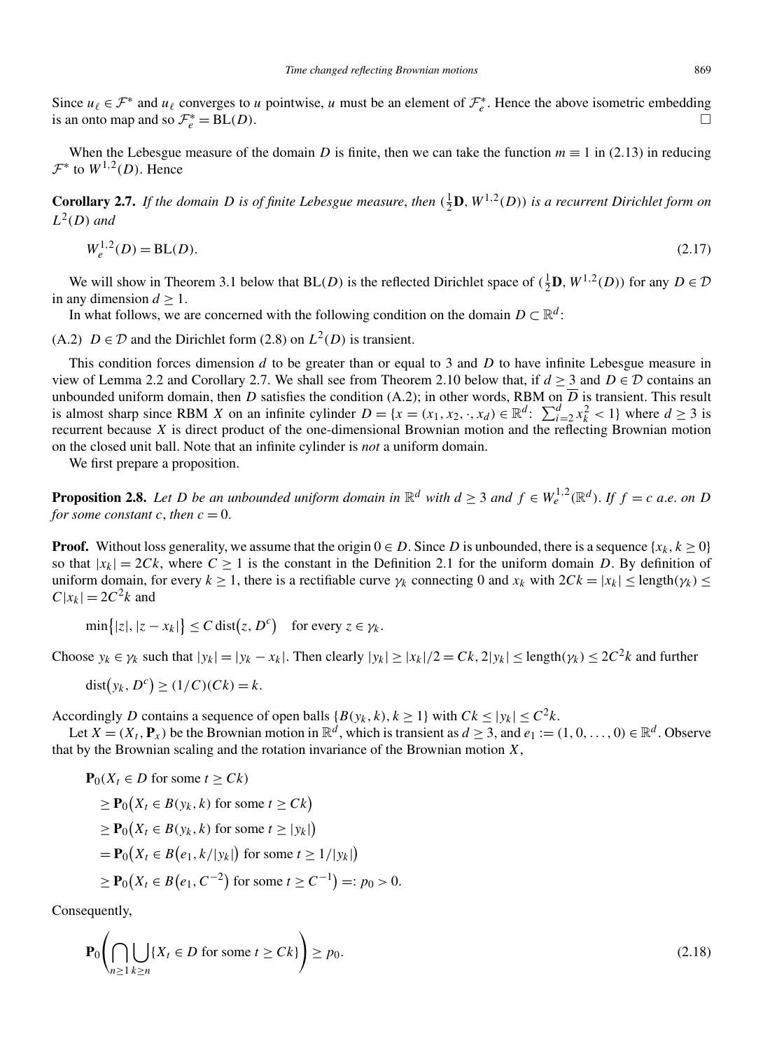Since $u_\ell \in \mathcal{F}^*$ and $u_\ell$ converges to $u$ pointwise, $u$ must be an element of $\mathcal{F}_e^*$. Hence the above isometric embedding is an onto map and so $\mathcal{F}_e^* = \mathrm{BL}(D)$. $\square$

When the Lebesgue measure of the domain $D$ is finite, then we can take the function $m \equiv 1$ in (2.13) in reducing $\mathcal{F}^*$ to $W^{1,2}(D)$. Hence

**Corollary 2.7.** *If the domain $D$ is of finite Lebesgue measure, then $(\frac{1}{2}\mathbf{D}, W^{1,2}(D))$ is a recurrent Dirichlet form on $L^2(D)$ and*

$$W_e^{1,2}(D) = \mathrm{BL}(D). \tag{2.17}$$

We will show in Theorem 3.1 below that $\mathrm{BL}(D)$ is the reflected Dirichlet space of $(\frac{1}{2}\mathbf{D}, W^{1,2}(D))$ for any $D \in \mathcal{D}$ in any dimension $d \geq 1$.

In what follows, we are concerned with the following condition on the domain $D \subset \mathbb{R}^d$:

(A.2) $D \in \mathcal{D}$ and the Dirichlet form (2.8) on $L^2(D)$ is transient.

This condition forces dimension $d$ to be greater than or equal to 3 and $D$ to have infinite Lebesgue measure in view of Lemma 2.2 and Corollary 2.7. We shall see from Theorem 2.10 below that, if $d \geq 3$ and $D \in \mathcal{D}$ contains an unbounded uniform domain, then $D$ satisfies the condition (A.2); in other words, RBM on $\overline{D}$ is transient. This result is almost sharp since RBM $X$ on an infinite cylinder $D = \{x = (x_1, x_2, \cdot, x_d) \in \mathbb{R}^d \colon \sum_{i=2}^d x_k^2 < 1\}$ where $d \geq 3$ is recurrent because $X$ is direct product of the one-dimensional Brownian motion and the reflecting Brownian motion on the closed unit ball. Note that an infinite cylinder is *not* a uniform domain.

We first prepare a proposition.

**Proposition 2.8.** *Let $D$ be an unbounded uniform domain in $\mathbb{R}^d$ with $d \geq 3$ and $f \in W_e^{1,2}(\mathbb{R}^d)$. If $f = c$ a.e. on $D$ for some constant $c$, then $c = 0$.*

**Proof.** Without loss generality, we assume that the origin $0 \in D$. Since $D$ is unbounded, there is a sequence $\{x_k, k \geq 0\}$ so that $|x_k| = 2Ck$, where $C \geq 1$ is the constant in the Definition 2.1 for the uniform domain $D$. By definition of uniform domain, for every $k \geq 1$, there is a rectifiable curve $\gamma_k$ connecting 0 and $x_k$ with $2Ck = |x_k| \leq \mathrm{length}(\gamma_k) \leq C|x_k| = 2C^2 k$ and

$$\min\{|z|, |z - x_k|\} \leq C \,\mathrm{dist}(z, D^c) \quad \text{for every } z \in \gamma_k.$$

Choose $y_k \in \gamma_k$ such that $|y_k| = |y_k - x_k|$. Then clearly $|y_k| \geq |x_k|/2 = Ck$, $2|y_k| \leq \mathrm{length}(\gamma_k) \leq 2C^2 k$ and further

$$\mathrm{dist}(y_k, D^c) \geq (1/C)(Ck) = k.$$

Accordingly $D$ contains a sequence of open balls $\{B(y_k, k), k \geq 1\}$ with $Ck \leq |y_k| \leq C^2 k$.

Let $X = (X_t, \mathbf{P}_x)$ be the Brownian motion in $\mathbb{R}^d$, which is transient as $d \geq 3$, and $e_1 := (1, 0, \dots, 0) \in \mathbb{R}^d$. Observe that by the Brownian scaling and the rotation invariance of the Brownian motion $X$,

$$\begin{aligned}
&\mathbf{P}_0(X_t \in D \text{ for some } t \geq Ck) \\
&\quad \geq \mathbf{P}_0\big(X_t \in B(y_k, k) \text{ for some } t \geq Ck\big) \\
&\quad \geq \mathbf{P}_0\big(X_t \in B(y_k, k) \text{ for some } t \geq |y_k|\big) \\
&\quad = \mathbf{P}_0\big(X_t \in B\big(e_1, k/|y_k|\big) \text{ for some } t \geq 1/|y_k|\big) \\
&\quad \geq \mathbf{P}_0\big(X_t \in B\big(e_1, C^{-2}\big) \text{ for some } t \geq C^{-1}\big) =: p_0 > 0.
\end{aligned}$$

Consequently,

$$\mathbf{P}_0\left(\bigcap_{n \geq 1} \bigcup_{k \geq n} \{X_t \in D \text{ for some } t \geq Ck\}\right) \geq p_0. \tag{2.18}$$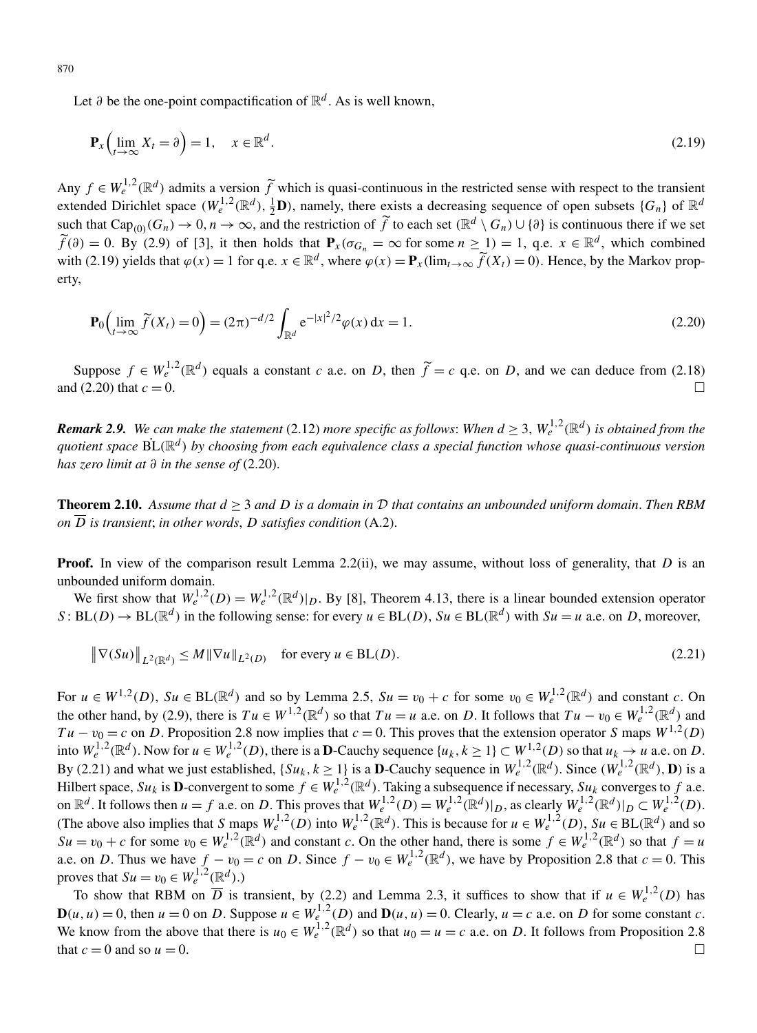Let $\partial$ be the one-point compactification of $\mathbb{R}^d$. As is well known,

$$\mathbf{P}_x\Big(\lim_{t\to\infty} X_t = \partial\Big) = 1, \quad x \in \mathbb{R}^d. \tag{2.19}$$

Any $f \in W_e^{1,2}(\mathbb{R}^d)$ admits a version $\widetilde{f}$ which is quasi-continuous in the restricted sense with respect to the transient extended Dirichlet space $(W_e^{1,2}(\mathbb{R}^d), \frac{1}{2}\mathbf{D})$, namely, there exists a decreasing sequence of open subsets $\{G_n\}$ of $\mathbb{R}^d$ such that $\mathrm{Cap}_{(0)}(G_n) \to 0$, $n \to \infty$, and the restriction of $\widetilde{f}$ to each set $(\mathbb{R}^d \setminus G_n) \cup \{\partial\}$ is continuous there if we set $\widetilde{f}(\partial) = 0$. By (2.9) of [3], it then holds that $\mathbf{P}_x(\sigma_{G_n} = \infty \text{ for some } n \ge 1) = 1$, q.e. $x \in \mathbb{R}^d$, which combined with (2.19) yields that $\varphi(x) = 1$ for q.e. $x \in \mathbb{R}^d$, where $\varphi(x) = \mathbf{P}_x(\lim_{t\to\infty} \widetilde{f}(X_t) = 0)$. Hence, by the Markov property,

$$\mathbf{P}_0\Big(\lim_{t\to\infty} \widetilde{f}(X_t) = 0\Big) = (2\pi)^{-d/2} \int_{\mathbb{R}^d} \mathrm{e}^{-|x|^2/2} \varphi(x)\,\mathrm{d}x = 1. \tag{2.20}$$

Suppose $f \in W_e^{1,2}(\mathbb{R}^d)$ equals a constant $c$ a.e. on $D$, then $\widetilde{f} = c$ q.e. on $D$, and we can deduce from (2.18) and (2.20) that $c = 0$. $\square$

***Remark 2.9.*** *We can make the statement* (2.12) *more specific as follows*: *When $d \ge 3$, $W_e^{1,2}(\mathbb{R}^d)$ is obtained from the quotient space $\dot{\mathrm{BL}}(\mathbb{R}^d)$ by choosing from each equivalence class a special function whose quasi-continuous version has zero limit at $\partial$ in the sense of* (2.20).

**Theorem 2.10.** *Assume that $d \ge 3$ and $D$ is a domain in $\mathcal{D}$ that contains an unbounded uniform domain. Then RBM on $\overline{D}$ is transient*; *in other words*, *$D$ satisfies condition* (A.2).

**Proof.** In view of the comparison result Lemma 2.2(ii), we may assume, without loss of generality, that $D$ is an unbounded uniform domain.

We first show that $W_e^{1,2}(D) = W_e^{1,2}(\mathbb{R}^d)|_D$. By [8], Theorem 4.13, there is a linear bounded extension operator $S: \mathrm{BL}(D) \to \mathrm{BL}(\mathbb{R}^d)$ in the following sense: for every $u \in \mathrm{BL}(D)$, $Su \in \mathrm{BL}(\mathbb{R}^d)$ with $Su = u$ a.e. on $D$, moreover,

$$\big\|\nabla(Su)\big\|_{L^2(\mathbb{R}^d)} \le M\|\nabla u\|_{L^2(D)} \quad \text{for every } u \in \mathrm{BL}(D). \tag{2.21}$$

For $u \in W^{1,2}(D)$, $Su \in \mathrm{BL}(\mathbb{R}^d)$ and so by Lemma 2.5, $Su = v_0 + c$ for some $v_0 \in W_e^{1,2}(\mathbb{R}^d)$ and constant $c$. On the other hand, by (2.9), there is $Tu \in W^{1,2}(\mathbb{R}^d)$ so that $Tu = u$ a.e. on $D$. It follows that $Tu - v_0 \in W_e^{1,2}(\mathbb{R}^d)$ and $Tu - v_0 = c$ on $D$. Proposition 2.8 now implies that $c = 0$. This proves that the extension operator $S$ maps $W^{1,2}(D)$ into $W_e^{1,2}(\mathbb{R}^d)$. Now for $u \in W_e^{1,2}(D)$, there is a $\mathbf{D}$-Cauchy sequence $\{u_k, k \ge 1\} \subset W^{1,2}(D)$ so that $u_k \to u$ a.e. on $D$. By (2.21) and what we just established, $\{Su_k, k \ge 1\}$ is a $\mathbf{D}$-Cauchy sequence in $W_e^{1,2}(\mathbb{R}^d)$. Since $(W_e^{1,2}(\mathbb{R}^d), \mathbf{D})$ is a Hilbert space, $Su_k$ is $\mathbf{D}$-convergent to some $f \in W_e^{1,2}(\mathbb{R}^d)$. Taking a subsequence if necessary, $Su_k$ converges to $f$ a.e. on $\mathbb{R}^d$. It follows then $u = f$ a.e. on $D$. This proves that $W_e^{1,2}(D) = W_e^{1,2}(\mathbb{R}^d)|_D$, as clearly $W_e^{1,2}(\mathbb{R}^d)|_D \subset W_e^{1,2}(D)$. (The above also implies that $S$ maps $W_e^{1,2}(D)$ into $W_e^{1,2}(\mathbb{R}^d)$. This is because for $u \in W_e^{1,2}(D)$, $Su \in \mathrm{BL}(\mathbb{R}^d)$ and so $Su = v_0 + c$ for some $v_0 \in W_e^{1,2}(\mathbb{R}^d)$ and constant $c$. On the other hand, there is some $f \in W_e^{1,2}(\mathbb{R}^d)$ so that $f = u$ a.e. on $D$. Thus we have $f - v_0 = c$ on $D$. Since $f - v_0 \in W_e^{1,2}(\mathbb{R}^d)$, we have by Proposition 2.8 that $c = 0$. This proves that $Su = v_0 \in W_e^{1,2}(\mathbb{R}^d)$.)

To show that RBM on $\overline{D}$ is transient, by (2.2) and Lemma 2.3, it suffices to show that if $u \in W_e^{1,2}(D)$ has $\mathbf{D}(u, u) = 0$, then $u = 0$ on $D$. Suppose $u \in W_e^{1,2}(D)$ and $\mathbf{D}(u, u) = 0$. Clearly, $u = c$ a.e. on $D$ for some constant $c$. We know from the above that there is $u_0 \in W_e^{1,2}(\mathbb{R}^d)$ so that $u_0 = u = c$ a.e. on $D$. It follows from Proposition 2.8 that $c = 0$ and so $u = 0$. $\square$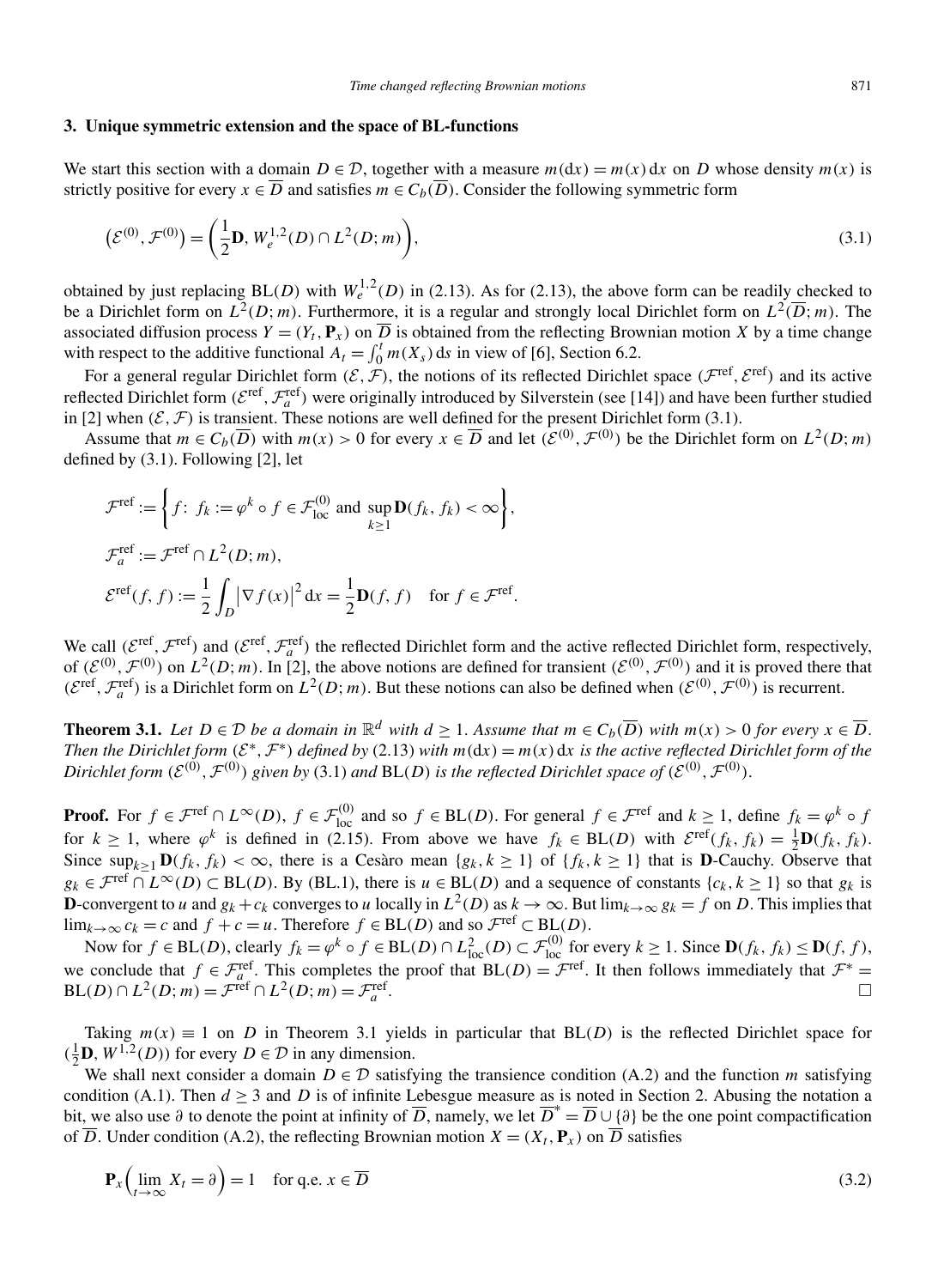## 3. Unique symmetric extension and the space of BL-functions

We start this section with a domain $D \in \mathcal{D}$, together with a measure $m(\mathrm{d}x) = m(x)\,\mathrm{d}x$ on $D$ whose density $m(x)$ is strictly positive for every $x \in \overline{D}$ and satisfies $m \in C_b(\overline{D})$. Consider the following symmetric form

$$\left(\mathcal{E}^{(0)}, \mathcal{F}^{(0)}\right) = \left(\frac{1}{2}\mathbf{D}, W_e^{1,2}(D) \cap L^2(D; m)\right), \tag{3.1}$$

obtained by just replacing $\mathrm{BL}(D)$ with $W_e^{1,2}(D)$ in (2.13). As for (2.13), the above form can be readily checked to be a Dirichlet form on $L^2(D; m)$. Furthermore, it is a regular and strongly local Dirichlet form on $L^2(\overline{D}; m)$. The associated diffusion process $Y = (Y_t, \mathbf{P}_x)$ on $\overline{D}$ is obtained from the reflecting Brownian motion $X$ by a time change with respect to the additive functional $A_t = \int_0^t m(X_s)\,\mathrm{d}s$ in view of [6], Section 6.2.

For a general regular Dirichlet form $(\mathcal{E}, \mathcal{F})$, the notions of its reflected Dirichlet space $(\mathcal{F}^{\mathrm{ref}}, \mathcal{E}^{\mathrm{ref}})$ and its active reflected Dirichlet form $(\mathcal{E}^{\mathrm{ref}}, \mathcal{F}^{\mathrm{ref}}_a)$ were originally introduced by Silverstein (see [14]) and have been further studied in [2] when $(\mathcal{E}, \mathcal{F})$ is transient. These notions are well defined for the present Dirichlet form (3.1).

Assume that $m \in C_b(\overline{D})$ with $m(x) > 0$ for every $x \in \overline{D}$ and let $(\mathcal{E}^{(0)}, \mathcal{F}^{(0)})$ be the Dirichlet form on $L^2(D; m)$ defined by (3.1). Following [2], let

$$\mathcal{F}^{\mathrm{ref}} := \left\{ f \colon\ f_k := \varphi^k \circ f \in \mathcal{F}^{(0)}_{\mathrm{loc}} \text{ and } \sup_{k \geq 1} \mathbf{D}(f_k, f_k) < \infty \right\},$$

$$\mathcal{F}^{\mathrm{ref}}_a := \mathcal{F}^{\mathrm{ref}} \cap L^2(D; m),$$

$$\mathcal{E}^{\mathrm{ref}}(f, f) := \frac{1}{2}\int_D \left|\nabla f(x)\right|^2 \mathrm{d}x = \frac{1}{2}\mathbf{D}(f, f) \quad \text{for } f \in \mathcal{F}^{\mathrm{ref}}.$$

We call $(\mathcal{E}^{\mathrm{ref}}, \mathcal{F}^{\mathrm{ref}})$ and $(\mathcal{E}^{\mathrm{ref}}, \mathcal{F}^{\mathrm{ref}}_a)$ the reflected Dirichlet form and the active reflected Dirichlet form, respectively, of $(\mathcal{E}^{(0)}, \mathcal{F}^{(0)})$ on $L^2(D; m)$. In [2], the above notions are defined for transient $(\mathcal{E}^{(0)}, \mathcal{F}^{(0)})$ and it is proved there that $(\mathcal{E}^{\mathrm{ref}}, \mathcal{F}^{\mathrm{ref}}_a)$ is a Dirichlet form on $L^2(D; m)$. But these notions can also be defined when $(\mathcal{E}^{(0)}, \mathcal{F}^{(0)})$ is recurrent.

**Theorem 3.1.** *Let $D \in \mathcal{D}$ be a domain in $\mathbb{R}^d$ with $d \geq 1$. Assume that $m \in C_b(\overline{D})$ with $m(x) > 0$ for every $x \in \overline{D}$. Then the Dirichlet form $(\mathcal{E}^*, \mathcal{F}^*)$ defined by* (2.13) *with $m(\mathrm{d}x) = m(x)\,\mathrm{d}x$ is the active reflected Dirichlet form of the Dirichlet form $(\mathcal{E}^{(0)}, \mathcal{F}^{(0)})$ given by* (3.1) *and $\mathrm{BL}(D)$ is the reflected Dirichlet space of $(\mathcal{E}^{(0)}, \mathcal{F}^{(0)})$.*

**Proof.** For $f \in \mathcal{F}^{\mathrm{ref}} \cap L^\infty(D)$, $f \in \mathcal{F}^{(0)}_{\mathrm{loc}}$ and so $f \in \mathrm{BL}(D)$. For general $f \in \mathcal{F}^{\mathrm{ref}}$ and $k \geq 1$, define $f_k = \varphi^k \circ f$ for $k \geq 1$, where $\varphi^k$ is defined in (2.15). From above we have $f_k \in \mathrm{BL}(D)$ with $\mathcal{E}^{\mathrm{ref}}(f_k, f_k) = \frac{1}{2}\mathbf{D}(f_k, f_k)$. Since $\sup_{k \geq 1} \mathbf{D}(f_k, f_k) < \infty$, there is a Cesàro mean $\{g_k, k \geq 1\}$ of $\{f_k, k \geq 1\}$ that is $\mathbf{D}$-Cauchy. Observe that $g_k \in \mathcal{F}^{\mathrm{ref}} \cap L^\infty(D) \subset \mathrm{BL}(D)$. By (BL.1), there is $u \in \mathrm{BL}(D)$ and a sequence of constants $\{c_k, k \geq 1\}$ so that $g_k$ is $\mathbf{D}$-convergent to $u$ and $g_k + c_k$ converges to $u$ locally in $L^2(D)$ as $k \to \infty$. But $\lim_{k \to \infty} g_k = f$ on $D$. This implies that $\lim_{k \to \infty} c_k = c$ and $f + c = u$. Therefore $f \in \mathrm{BL}(D)$ and so $\mathcal{F}^{\mathrm{ref}} \subset \mathrm{BL}(D)$.

Now for $f \in \mathrm{BL}(D)$, clearly $f_k = \varphi^k \circ f \in \mathrm{BL}(D) \cap L^2_{\mathrm{loc}}(D) \subset \mathcal{F}^{(0)}_{\mathrm{loc}}$ for every $k \geq 1$. Since $\mathbf{D}(f_k, f_k) \leq \mathbf{D}(f, f)$, we conclude that $f \in \mathcal{F}^{\mathrm{ref}}_a$. This completes the proof that $\mathrm{BL}(D) = \mathcal{F}^{\mathrm{ref}}$. It then follows immediately that $\mathcal{F}^* = \mathrm{BL}(D) \cap L^2(D; m) = \mathcal{F}^{\mathrm{ref}} \cap L^2(D; m) = \mathcal{F}^{\mathrm{ref}}_a$. □

Taking $m(x) \equiv 1$ on $D$ in Theorem 3.1 yields in particular that $\mathrm{BL}(D)$ is the reflected Dirichlet space for $(\frac{1}{2}\mathbf{D}, W^{1,2}(D))$ for every $D \in \mathcal{D}$ in any dimension.

We shall next consider a domain $D \in \mathcal{D}$ satisfying the transience condition (A.2) and the function $m$ satisfying condition (A.1). Then $d \geq 3$ and $D$ is of infinite Lebesgue measure as is noted in Section 2. Abusing the notation a bit, we also use $\partial$ to denote the point at infinity of $\overline{D}$, namely, we let $\overline{D}^* = \overline{D} \cup \{\partial\}$ be the one point compactification of $\overline{D}$. Under condition (A.2), the reflecting Brownian motion $X = (X_t, \mathbf{P}_x)$ on $\overline{D}$ satisfies

$$\mathbf{P}_x\left(\lim_{t \to \infty} X_t = \partial\right) = 1 \quad \text{for q.e. } x \in \overline{D} \tag{3.2}$$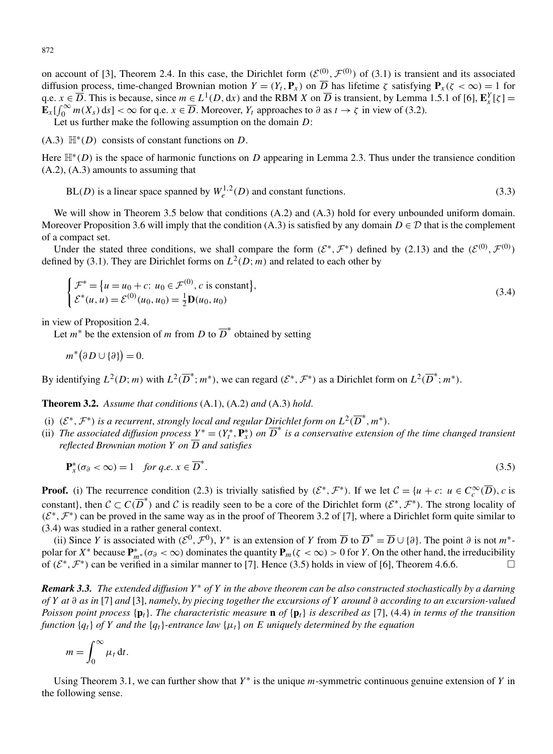on account of [3], Theorem 2.4. In this case, the Dirichlet form $(\mathcal{E}^{(0)}, \mathcal{F}^{(0)})$ of (3.1) is transient and its associated diffusion process, time-changed Brownian motion $Y = (Y_t, \mathbf{P}_x)$ on $\overline{D}$ has lifetime $\zeta$ satisfying $\mathbf{P}_x(\zeta < \infty) = 1$ for q.e. $x \in \overline{D}$. This is because, since $m \in L^1(D, \mathrm{d}x)$ and the RBM $X$ on $\overline{D}$ is transient, by Lemma 1.5.1 of [6], $\mathbf{E}_x^Y[\zeta] = \mathbf{E}_x[\int_0^\infty m(X_s)\,\mathrm{d}s] < \infty$ for q.e. $x \in \overline{D}$. Moreover, $Y_t$ approaches to $\partial$ as $t \to \zeta$ in view of (3.2).

Let us further make the following assumption on the domain $D$:

(A.3) $\mathbb{H}^*(D)$ consists of constant functions on $D$.

Here $\mathbb{H}^*(D)$ is the space of harmonic functions on $D$ appearing in Lemma 2.3. Thus under the transience condition (A.2), (A.3) amounts to assuming that

$$\mathrm{BL}(D) \text{ is a linear space spanned by } W_e^{1,2}(D) \text{ and constant functions.} \tag{3.3}$$

We will show in Theorem 3.5 below that conditions (A.2) and (A.3) hold for every unbounded uniform domain. Moreover Proposition 3.6 will imply that the condition (A.3) is satisfied by any domain $D \in \mathcal{D}$ that is the complement of a compact set.

Under the stated three conditions, we shall compare the form $(\mathcal{E}^*, \mathcal{F}^*)$ defined by (2.13) and the $(\mathcal{E}^{(0)}, \mathcal{F}^{(0)})$ defined by (3.1). They are Dirichlet forms on $L^2(D; m)$ and related to each other by

$$\begin{cases} \mathcal{F}^* = \{u = u_0 + c\colon\ u_0 \in \mathcal{F}^{(0)}, c \text{ is constant}\}, \\ \mathcal{E}^*(u, u) = \mathcal{E}^{(0)}(u_0, u_0) = \frac{1}{2}\mathbf{D}(u_0, u_0) \end{cases} \tag{3.4}$$

in view of Proposition 2.4.

Let $m^*$ be the extension of $m$ from $D$ to $\overline{D}^*$ obtained by setting

$$m^*\big(\partial D \cup \{\partial\}\big) = 0.$$

By identifying $L^2(D; m)$ with $L^2(\overline{D}^*; m^*)$, we can regard $(\mathcal{E}^*, \mathcal{F}^*)$ as a Dirichlet form on $L^2(\overline{D}^*; m^*)$.

**Theorem 3.2.** *Assume that conditions* (A.1), (A.2) *and* (A.3) *hold.*

(i) *$(\mathcal{E}^*, \mathcal{F}^*)$ is a recurrent, strongly local and regular Dirichlet form on $L^2(\overline{D}^*, m^*)$.*

(ii) *The associated diffusion process $Y^* = (Y_t^*, \mathbf{P}_x^*)$ on $\overline{D}^*$ is a conservative extension of the time changed transient reflected Brownian motion $Y$ on $\overline{D}$ and satisfies*

$$\mathbf{P}_x^*(\sigma_\partial < \infty) = 1 \quad \text{for q.e. } x \in \overline{D}^*. \tag{3.5}$$

**Proof.** (i) The recurrence condition (2.3) is trivially satisfied by $(\mathcal{E}^*, \mathcal{F}^*)$. If we let $\mathcal{C} = \{u + c\colon\ u \in C_c^\infty(\overline{D}), c$ is constant$\}$, then $\mathcal{C} \subset C(\overline{D}^*)$ and $\mathcal{C}$ is readily seen to be a core of the Dirichlet form $(\mathcal{E}^*, \mathcal{F}^*)$. The strong locality of $(\mathcal{E}^*, \mathcal{F}^*)$ can be proved in the same way as in the proof of Theorem 3.2 of [7], where a Dirichlet form quite similar to (3.4) was studied in a rather general context.

(ii) Since $Y$ is associated with $(\mathcal{E}^0, \mathcal{F}^0)$, $Y^*$ is an extension of $Y$ from $\overline{D}$ to $\overline{D}^* = \overline{D} \cup \{\partial\}$. The point $\partial$ is not $m^*$-polar for $X^*$ because $\mathbf{P}_{m^*}^*(\sigma_\partial < \infty)$ dominates the quantity $\mathbf{P}_m(\zeta < \infty) > 0$ for $Y$. On the other hand, the irreducibility of $(\mathcal{E}^*, \mathcal{F}^*)$ can be verified in a similar manner to [7]. Hence (3.5) holds in view of [6], Theorem 4.6.6. $\square$

***Remark 3.3.*** *The extended diffusion $Y^*$ of $Y$ in the above theorem can be also constructed stochastically by a darning of $Y$ at $\partial$ as in* [7] *and* [3], *namely, by piecing together the excursions of $Y$ around $\partial$ according to an excursion-valued Poisson point process $\{\mathbf{p}_t\}$. The characteristic measure $\mathbf{n}$ of $\{\mathbf{p}_t\}$ is described as* [7], (4.4) *in terms of the transition function $\{q_t\}$ of $Y$ and the $\{q_t\}$-entrance law $\{\mu_t\}$ on $E$ uniquely determined by the equation*

$$m = \int_0^\infty \mu_t\,\mathrm{d}t.$$

Using Theorem 3.1, we can further show that $Y^*$ is the unique $m$-symmetric continuous genuine extension of $Y$ in the following sense.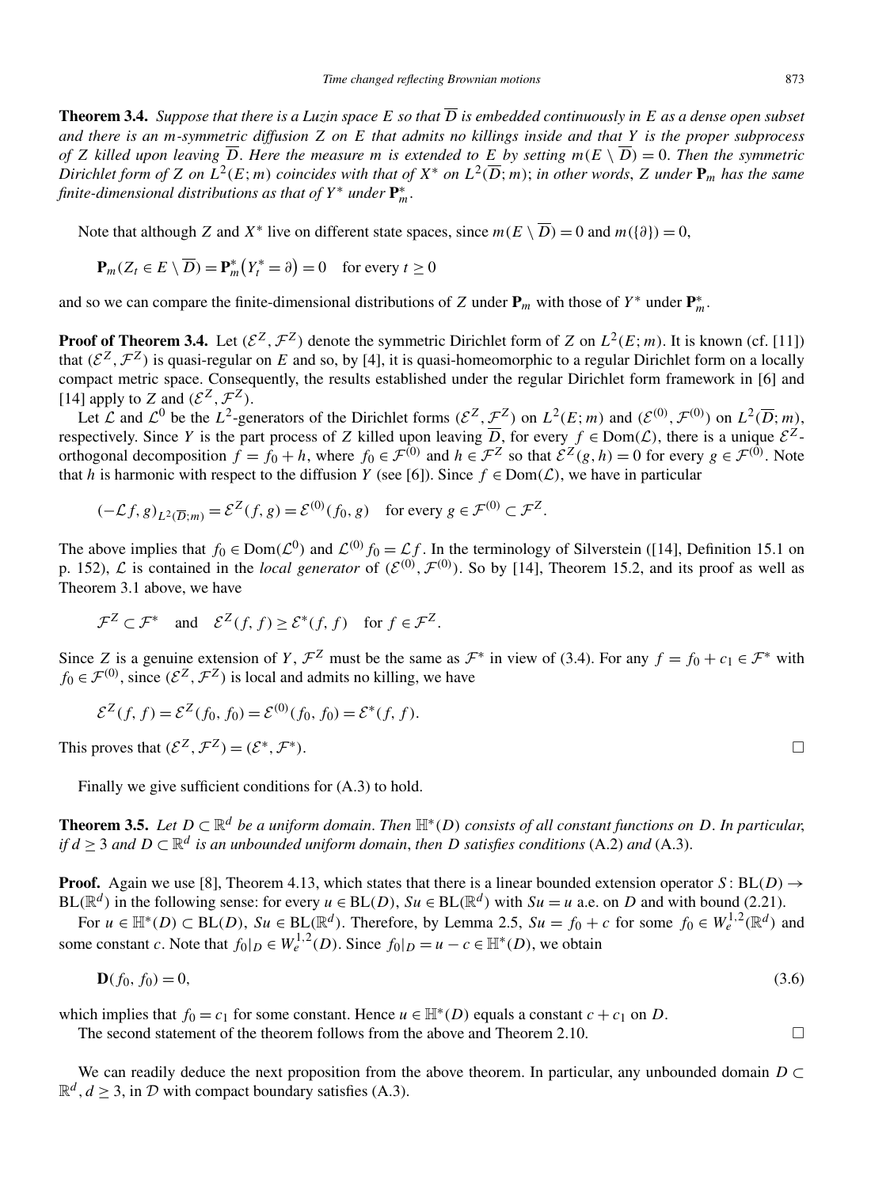**Theorem 3.4.** *Suppose that there is a Luzin space $E$ so that $\overline{D}$ is embedded continuously in $E$ as a dense open subset and there is an $m$-symmetric diffusion $Z$ on $E$ that admits no killings inside and that $Y$ is the proper subprocess of $Z$ killed upon leaving $\overline{D}$. Here the measure $m$ is extended to $E$ by setting $m(E \setminus \overline{D}) = 0$. Then the symmetric Dirichlet form of $Z$ on $L^2(E; m)$ coincides with that of $X^*$ on $L^2(\overline{D}; m)$; in other words, $Z$ under $\mathbf{P}_m$ has the same finite-dimensional distributions as that of $Y^*$ under $\mathbf{P}^*_m$.*

Note that although $Z$ and $X^*$ live on different state spaces, since $m(E \setminus \overline{D}) = 0$ and $m(\{\partial\}) = 0$,

$$\mathbf{P}_m(Z_t \in E \setminus \overline{D}) = \mathbf{P}^*_m\big(Y^*_t = \partial\big) = 0 \quad \text{for every } t \geq 0$$

and so we can compare the finite-dimensional distributions of $Z$ under $\mathbf{P}_m$ with those of $Y^*$ under $\mathbf{P}^*_m$.

**Proof of Theorem 3.4.** Let $(\mathcal{E}^Z, \mathcal{F}^Z)$ denote the symmetric Dirichlet form of $Z$ on $L^2(E; m)$. It is known (cf. [11]) that $(\mathcal{E}^Z, \mathcal{F}^Z)$ is quasi-regular on $E$ and so, by [4], it is quasi-homeomorphic to a regular Dirichlet form on a locally compact metric space. Consequently, the results established under the regular Dirichlet form framework in [6] and [14] apply to $Z$ and $(\mathcal{E}^Z, \mathcal{F}^Z)$.

Let $\mathcal{L}$ and $\mathcal{L}^0$ be the $L^2$-generators of the Dirichlet forms $(\mathcal{E}^Z, \mathcal{F}^Z)$ on $L^2(E; m)$ and $(\mathcal{E}^{(0)}, \mathcal{F}^{(0)})$ on $L^2(\overline{D}; m)$, respectively. Since $Y$ is the part process of $Z$ killed upon leaving $\overline{D}$, for every $f \in \mathrm{Dom}(\mathcal{L})$, there is a unique $\mathcal{E}^Z$-orthogonal decomposition $f = f_0 + h$, where $f_0 \in \mathcal{F}^{(0)}$ and $h \in \mathcal{F}^Z$ so that $\mathcal{E}^Z(g, h) = 0$ for every $g \in \mathcal{F}^{(0)}$. Note that $h$ is harmonic with respect to the diffusion $Y$ (see [6]). Since $f \in \mathrm{Dom}(\mathcal{L})$, we have in particular

$$(-\mathcal{L} f, g)_{L^2(\overline{D}; m)} = \mathcal{E}^Z(f, g) = \mathcal{E}^{(0)}(f_0, g) \quad \text{for every } g \in \mathcal{F}^{(0)} \subset \mathcal{F}^Z.$$

The above implies that $f_0 \in \mathrm{Dom}(\mathcal{L}^0)$ and $\mathcal{L}^{(0)} f_0 = \mathcal{L} f$. In the terminology of Silverstein ([14], Definition 15.1 on p. 152), $\mathcal{L}$ is contained in the *local generator* of $(\mathcal{E}^{(0)}, \mathcal{F}^{(0)})$. So by [14], Theorem 15.2, and its proof as well as Theorem 3.1 above, we have

$$\mathcal{F}^Z \subset \mathcal{F}^* \quad \text{and} \quad \mathcal{E}^Z(f, f) \geq \mathcal{E}^*(f, f) \quad \text{for } f \in \mathcal{F}^Z.$$

Since $Z$ is a genuine extension of $Y$, $\mathcal{F}^Z$ must be the same as $\mathcal{F}^*$ in view of (3.4). For any $f = f_0 + c_1 \in \mathcal{F}^*$ with $f_0 \in \mathcal{F}^{(0)}$, since $(\mathcal{E}^Z, \mathcal{F}^Z)$ is local and admits no killing, we have

$$\mathcal{E}^Z(f, f) = \mathcal{E}^Z(f_0, f_0) = \mathcal{E}^{(0)}(f_0, f_0) = \mathcal{E}^*(f, f).$$

This proves that $(\mathcal{E}^Z, \mathcal{F}^Z) = (\mathcal{E}^*, \mathcal{F}^*)$. □

Finally we give sufficient conditions for (A.3) to hold.

**Theorem 3.5.** *Let $D \subset \mathbb{R}^d$ be a uniform domain. Then $\mathbb{H}^*(D)$ consists of all constant functions on $D$. In particular, if $d \geq 3$ and $D \subset \mathbb{R}^d$ is an unbounded uniform domain, then $D$ satisfies conditions* (A.2) *and* (A.3).

**Proof.** Again we use [8], Theorem 4.13, which states that there is a linear bounded extension operator $S : \mathrm{BL}(D) \to \mathrm{BL}(\mathbb{R}^d)$ in the following sense: for every $u \in \mathrm{BL}(D)$, $Su \in \mathrm{BL}(\mathbb{R}^d)$ with $Su = u$ a.e. on $D$ and with bound (2.21).

For $u \in \mathbb{H}^*(D) \subset \mathrm{BL}(D)$, $Su \in \mathrm{BL}(\mathbb{R}^d)$. Therefore, by Lemma 2.5, $Su = f_0 + c$ for some $f_0 \in W^{1,2}_e(\mathbb{R}^d)$ and some constant $c$. Note that $f_0|_D \in W^{1,2}_e(D)$. Since $f_0|_D = u - c \in \mathbb{H}^*(D)$, we obtain

$$\mathbf{D}(f_0, f_0) = 0, \tag{3.6}$$

which implies that $f_0 = c_1$ for some constant. Hence $u \in \mathbb{H}^*(D)$ equals a constant $c + c_1$ on $D$.

The second statement of the theorem follows from the above and Theorem 2.10. □

We can readily deduce the next proposition from the above theorem. In particular, any unbounded domain $D \subset \mathbb{R}^d$, $d \geq 3$, in $\mathcal{D}$ with compact boundary satisfies (A.3).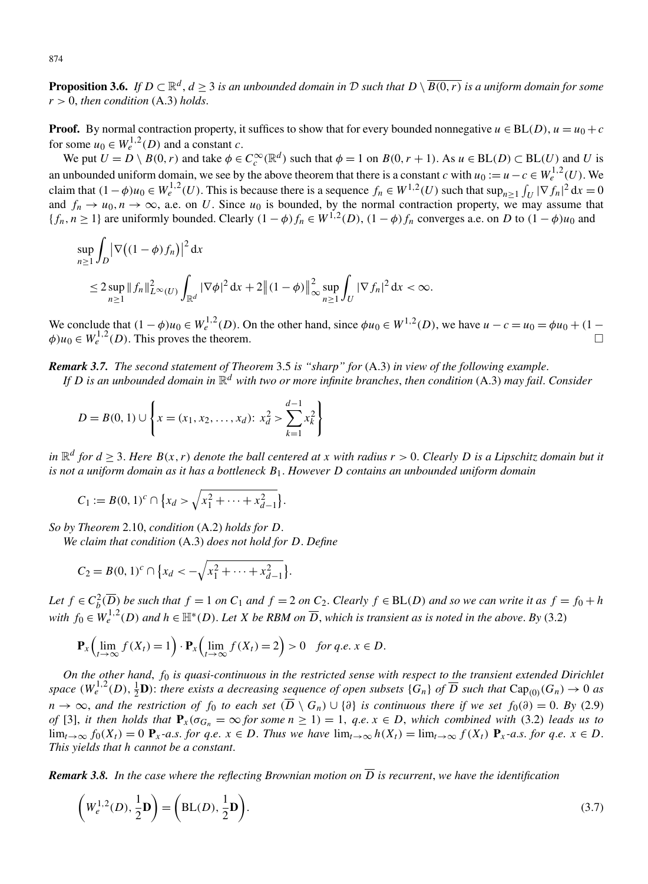**Proposition 3.6.** *If $D \subset \mathbb{R}^d$, $d \geq 3$ is an unbounded domain in $\mathcal{D}$ such that $D \setminus \overline{B(0,r)}$ is a uniform domain for some $r > 0$, then condition* (A.3) *holds.*

**Proof.** By normal contraction property, it suffices to show that for every bounded nonnegative $u \in \mathrm{BL}(D)$, $u = u_0 + c$ for some $u_0 \in W_e^{1,2}(D)$ and a constant $c$.

We put $U = D \setminus B(0,r)$ and take $\phi \in C_c^\infty(\mathbb{R}^d)$ such that $\phi = 1$ on $B(0, r+1)$. As $u \in \mathrm{BL}(D) \subset \mathrm{BL}(U)$ and $U$ is an unbounded uniform domain, we see by the above theorem that there is a constant $c$ with $u_0 := u - c \in W_e^{1,2}(U)$. We claim that $(1-\phi)u_0 \in W_e^{1,2}(U)$. This is because there is a sequence $f_n \in W^{1,2}(U)$ such that $\sup_{n \geq 1} \int_U |\nabla f_n|^2 \, dx = 0$ and $f_n \to u_0, n \to \infty$, a.e. on $U$. Since $u_0$ is bounded, by the normal contraction property, we may assume that $\{f_n, n \geq 1\}$ are uniformly bounded. Clearly $(1-\phi) f_n \in W^{1,2}(D)$, $(1-\phi) f_n$ converges a.e. on $D$ to $(1-\phi)u_0$ and

$$
\begin{aligned}
&\sup_{n \geq 1} \int_D \left|\nabla\big((1-\phi) f_n\big)\right|^2 dx \\
&\quad \leq 2 \sup_{n \geq 1} \|f_n\|_{L^\infty(U)}^2 \int_{\mathbb{R}^d} |\nabla \phi|^2 \, dx + 2 \big\|(1-\phi)\big\|_\infty^2 \sup_{n \geq 1} \int_U |\nabla f_n|^2 \, dx < \infty.
\end{aligned}
$$

We conclude that $(1-\phi)u_0 \in W_e^{1,2}(D)$. On the other hand, since $\phi u_0 \in W^{1,2}(D)$, we have $u - c = u_0 = \phi u_0 + (1-\phi)u_0 \in W_e^{1,2}(D)$. This proves the theorem. $\square$

***Remark 3.7.*** *The second statement of Theorem* 3.5 *is "sharp" for* (A.3) *in view of the following example.*

*If $D$ is an unbounded domain in $\mathbb{R}^d$ with two or more infinite branches, then condition* (A.3) *may fail. Consider*

$$
D = B(0,1) \cup \left\{ x = (x_1, x_2, \ldots, x_d) \colon x_d^2 > \sum_{k=1}^{d-1} x_k^2 \right\}
$$

*in $\mathbb{R}^d$ for $d \geq 3$. Here $B(x,r)$ denote the ball centered at $x$ with radius $r > 0$. Clearly $D$ is a Lipschitz domain but it is not a uniform domain as it has a bottleneck $B_1$. However $D$ contains an unbounded uniform domain*

$$
C_1 := B(0,1)^c \cap \left\{ x_d > \sqrt{x_1^2 + \cdots + x_{d-1}^2} \right\}.
$$

*So by Theorem* 2.10, *condition* (A.2) *holds for $D$.*

*We claim that condition* (A.3) *does not hold for $D$. Define*

$$
C_2 = B(0,1)^c \cap \left\{ x_d < -\sqrt{x_1^2 + \cdots + x_{d-1}^2} \right\}.
$$

*Let $f \in C_b^2(\overline{D})$ be such that $f = 1$ on $C_1$ and $f = 2$ on $C_2$. Clearly $f \in \mathrm{BL}(D)$ and so we can write it as $f = f_0 + h$ with $f_0 \in W_e^{1,2}(D)$ and $h \in \mathbb{H}^*(D)$. Let $X$ be RBM on $\overline{D}$, which is transient as is noted in the above. By* (3.2)

$$
\mathbf{P}_x\Big(\lim_{t \to \infty} f(X_t) = 1\Big) \cdot \mathbf{P}_x\Big(\lim_{t \to \infty} f(X_t) = 2\Big) > 0 \quad \text{for q.e. } x \in D.
$$

*On the other hand, $f_0$ is quasi-continuous in the restricted sense with respect to the transient extended Dirichlet space $(W_e^{1,2}(D), \frac{1}{2}\mathbf{D})$: there exists a decreasing sequence of open subsets $\{G_n\}$ of $\overline{D}$ such that $\mathrm{Cap}_{(0)}(G_n) \to 0$ as $n \to \infty$, and the restriction of $f_0$ to each set $(\overline{D} \setminus G_n) \cup \{\partial\}$ is continuous there if we set $f_0(\partial) = 0$. By* (2.9) *of* [3], *it then holds that $\mathbf{P}_x(\sigma_{G_n} = \infty$ for some $n \geq 1) = 1$, q.e. $x \in D$, which combined with* (3.2) *leads us to $\lim_{t \to \infty} f_0(X_t) = 0$ $\mathbf{P}_x$-a.s. for q.e. $x \in D$. Thus we have $\lim_{t \to \infty} h(X_t) = \lim_{t \to \infty} f(X_t)$ $\mathbf{P}_x$-a.s. for q.e. $x \in D$. This yields that $h$ cannot be a constant.*

***Remark 3.8.*** *In the case where the reflecting Brownian motion on $\overline{D}$ is recurrent, we have the identification*

$$
\left( W_e^{1,2}(D), \frac{1}{2}\mathbf{D} \right) = \left( \mathrm{BL}(D), \frac{1}{2}\mathbf{D} \right). \tag{3.7}
$$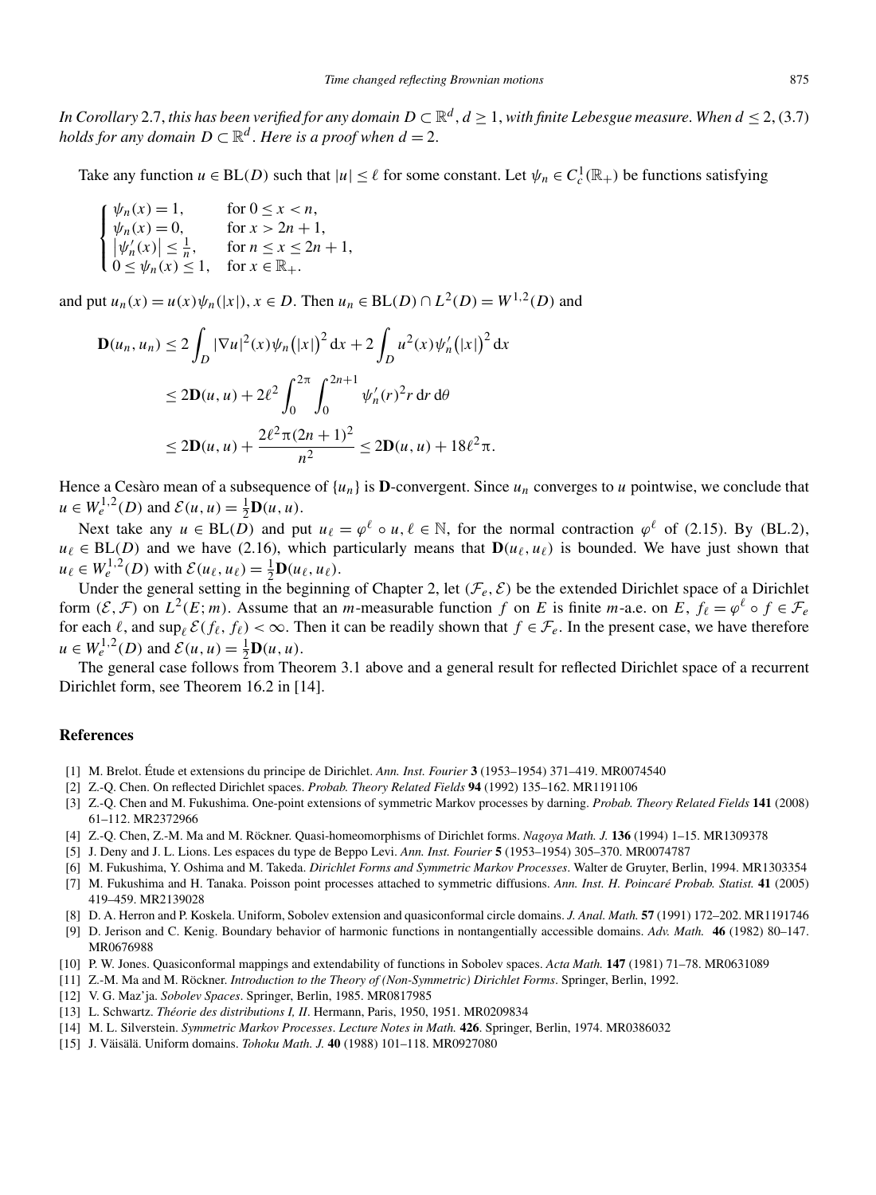*In Corollary* 2.7, *this has been verified for any domain $D \subset \mathbb{R}^d$, $d \geq 1$, with finite Lebesgue measure. When $d \leq 2$*, (3.7) *holds for any domain $D \subset \mathbb{R}^d$. Here is a proof when $d = 2$.*

Take any function $u \in \mathrm{BL}(D)$ such that $|u| \leq \ell$ for some constant. Let $\psi_n \in C_c^1(\mathbb{R}_+)$ be functions satisfying

$$
\begin{cases}
\psi_n(x) = 1, & \text{for } 0 \leq x < n, \\
\psi_n(x) = 0, & \text{for } x > 2n+1, \\
|\psi_n'(x)| \leq \frac{1}{n}, & \text{for } n \leq x \leq 2n+1, \\
0 \leq \psi_n(x) \leq 1, & \text{for } x \in \mathbb{R}_+.
\end{cases}
$$

and put $u_n(x) = u(x)\psi_n(|x|)$, $x \in D$. Then $u_n \in \mathrm{BL}(D) \cap L^2(D) = W^{1,2}(D)$ and

$$
\begin{aligned}
\mathbf{D}(u_n, u_n) &\leq 2\int_D |\nabla u|^2(x)\psi_n(|x|)^2 \,\mathrm{d}x + 2\int_D u^2(x)\psi_n'(|x|)^2 \,\mathrm{d}x \\
&\leq 2\mathbf{D}(u,u) + 2\ell^2 \int_0^{2\pi}\int_0^{2n+1} \psi_n'(r)^2 r \,\mathrm{d}r\,\mathrm{d}\theta \\
&\leq 2\mathbf{D}(u,u) + \frac{2\ell^2\pi(2n+1)^2}{n^2} \leq 2\mathbf{D}(u,u) + 18\ell^2\pi.
\end{aligned}
$$

Hence a Cesàro mean of a subsequence of $\{u_n\}$ is $\mathbf{D}$-convergent. Since $u_n$ converges to $u$ pointwise, we conclude that $u \in W_e^{1,2}(D)$ and $\mathcal{E}(u,u) = \frac{1}{2}\mathbf{D}(u,u)$.

Next take any $u \in \mathrm{BL}(D)$ and put $u_\ell = \varphi^\ell \circ u$, $\ell \in \mathbb{N}$, for the normal contraction $\varphi^\ell$ of (2.15). By (BL.2), $u_\ell \in \mathrm{BL}(D)$ and we have (2.16), which particularly means that $\mathbf{D}(u_\ell, u_\ell)$ is bounded. We have just shown that $u_\ell \in W_e^{1,2}(D)$ with $\mathcal{E}(u_\ell, u_\ell) = \frac{1}{2}\mathbf{D}(u_\ell, u_\ell)$.

Under the general setting in the beginning of Chapter 2, let $(\mathcal{F}_e, \mathcal{E})$ be the extended Dirichlet space of a Dirichlet form $(\mathcal{E}, \mathcal{F})$ on $L^2(E; m)$. Assume that an $m$-measurable function $f$ on $E$ is finite $m$-a.e. on $E$, $f_\ell = \varphi^\ell \circ f \in \mathcal{F}_e$ for each $\ell$, and $\sup_\ell \mathcal{E}(f_\ell, f_\ell) < \infty$. Then it can be readily shown that $f \in \mathcal{F}_e$. In the present case, we have therefore $u \in W_e^{1,2}(D)$ and $\mathcal{E}(u,u) = \frac{1}{2}\mathbf{D}(u,u)$.

The general case follows from Theorem 3.1 above and a general result for reflected Dirichlet space of a recurrent Dirichlet form, see Theorem 16.2 in [14].

## References

[1] M. Brelot. Étude et extensions du principe de Dirichlet. *Ann. Inst. Fourier* **3** (1953–1954) 371–419. MR0074540

[2] Z.-Q. Chen. On reflected Dirichlet spaces. *Probab. Theory Related Fields* **94** (1992) 135–162. MR1191106

[3] Z.-Q. Chen and M. Fukushima. One-point extensions of symmetric Markov processes by darning. *Probab. Theory Related Fields* **141** (2008) 61–112. MR2372966

[4] Z.-Q. Chen, Z.-M. Ma and M. Röckner. Quasi-homeomorphisms of Dirichlet forms. *Nagoya Math. J.* **136** (1994) 1–15. MR1309378

[5] J. Deny and J. L. Lions. Les espaces du type de Beppo Levi. *Ann. Inst. Fourier* **5** (1953–1954) 305–370. MR0074787

[6] M. Fukushima, Y. Oshima and M. Takeda. *Dirichlet Forms and Symmetric Markov Processes*. Walter de Gruyter, Berlin, 1994. MR1303354

[7] M. Fukushima and H. Tanaka. Poisson point processes attached to symmetric diffusions. *Ann. Inst. H. Poincaré Probab. Statist.* **41** (2005) 419–459. MR2139028

[8] D. A. Herron and P. Koskela. Uniform, Sobolev extension and quasiconformal circle domains. *J. Anal. Math.* **57** (1991) 172–202. MR1191746

[9] D. Jerison and C. Kenig. Boundary behavior of harmonic functions in nontangentially accessible domains. *Adv. Math.* **46** (1982) 80–147. MR0676988

[10] P. W. Jones. Quasiconformal mappings and extendability of functions in Sobolev spaces. *Acta Math.* **147** (1981) 71–78. MR0631089

[11] Z.-M. Ma and M. Röckner. *Introduction to the Theory of (Non-Symmetric) Dirichlet Forms*. Springer, Berlin, 1992.

[12] V. G. Maz'ja. *Sobolev Spaces*. Springer, Berlin, 1985. MR0817985

[13] L. Schwartz. *Théorie des distributions I, II*. Hermann, Paris, 1950, 1951. MR0209834

[14] M. L. Silverstein. *Symmetric Markov Processes*. *Lecture Notes in Math.* **426**. Springer, Berlin, 1974. MR0386032

[15] J. Väisälä. Uniform domains. *Tohoku Math. J.* **40** (1988) 101–118. MR0927080